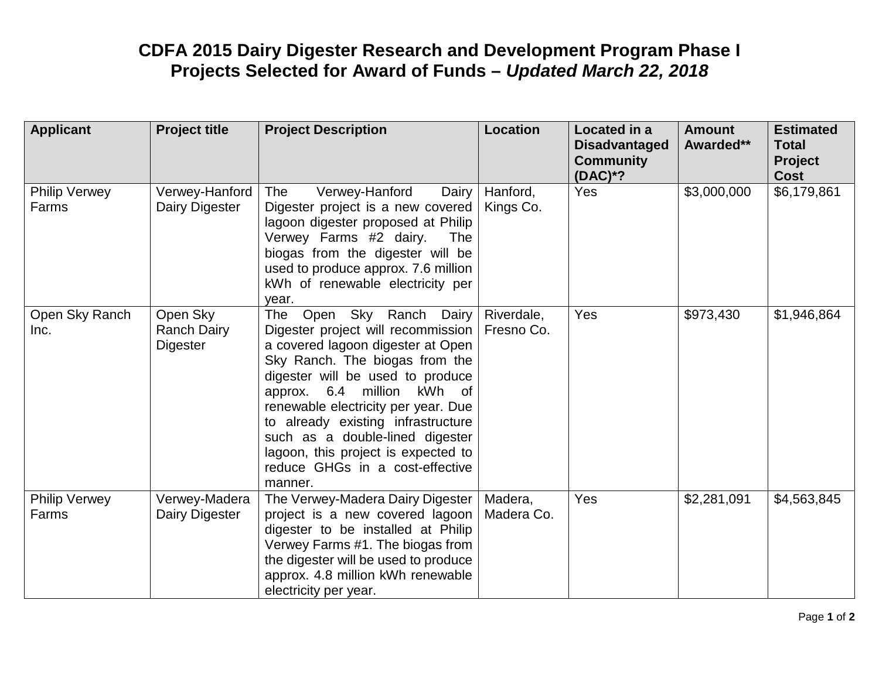# CDFA 2015 Dairy Digester Research and Development Program Phase I Projects Selected for Award of Funds – *Updated March 22, 2018*

| Applicant | Project title | Project Description | Location | Located in a Disadvantaged Community (DAC)*? | Amount Awarded** | Estimated Total Project Cost |
|---|---|---|---|---|---|---|
| Philip Verwey Farms | Verwey-Hanford Dairy Digester | The Verwey-Hanford Dairy Digester project is a new covered lagoon digester proposed at Philip Verwey Farms #2 dairy. The biogas from the digester will be used to produce approx. 7.6 million kWh of renewable electricity per year. | Hanford, Kings Co. | Yes | $3,000,000 | $6,179,861 |
| Open Sky Ranch Inc. | Open Sky Ranch Dairy Digester | The Open Sky Ranch Dairy Digester project will recommission a covered lagoon digester at Open Sky Ranch. The biogas from the digester will be used to produce approx. 6.4 million kWh of renewable electricity per year. Due to already existing infrastructure such as a double-lined digester lagoon, this project is expected to reduce GHGs in a cost-effective manner. | Riverdale, Fresno Co. | Yes | $973,430 | $1,946,864 |
| Philip Verwey Farms | Verwey-Madera Dairy Digester | The Verwey-Madera Dairy Digester project is a new covered lagoon digester to be installed at Philip Verwey Farms #1. The biogas from the digester will be used to produce approx. 4.8 million kWh renewable electricity per year. | Madera, Madera Co. | Yes | $2,281,091 | $4,563,845 |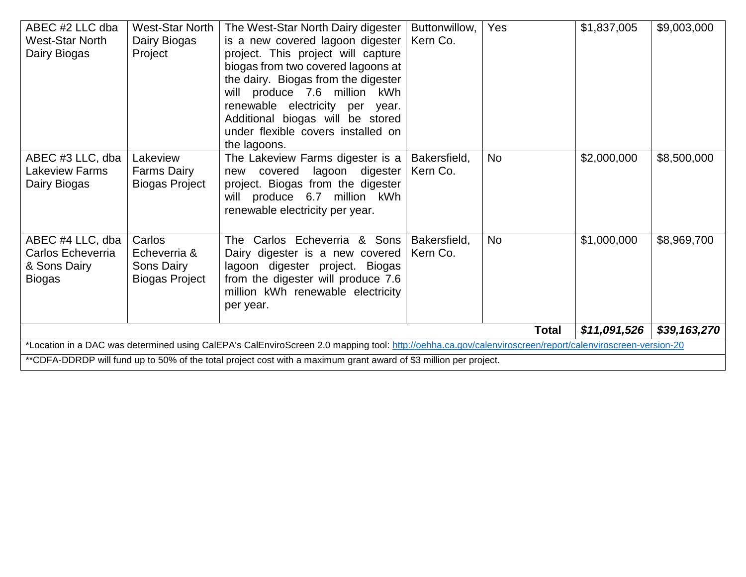| | | | | | | |
|---|---|---|---|---|---|---|
| ABEC #2 LLC dba West-Star North Dairy Biogas | West-Star North Dairy Biogas Project | The West-Star North Dairy digester is a new covered lagoon digester project. This project will capture biogas from two covered lagoons at the dairy. Biogas from the digester will produce 7.6 million kWh renewable electricity per year. Additional biogas will be stored under flexible covers installed on the lagoons. | Buttonwillow, Kern Co. | Yes | $1,837,005 | $9,003,000 |
| ABEC #3 LLC, dba Lakeview Farms Dairy Biogas | Lakeview Farms Dairy Biogas Project | The Lakeview Farms digester is a new covered lagoon digester project. Biogas from the digester will produce 6.7 million kWh renewable electricity per year. | Bakersfield, Kern Co. | No | $2,000,000 | $8,500,000 |
| ABEC #4 LLC, dba Carlos Echeverria & Sons Dairy Biogas | Carlos Echeverria & Sons Dairy Biogas Project | The Carlos Echeverria & Sons Dairy digester is a new covered lagoon digester project. Biogas from the digester will produce 7.6 million kWh renewable electricity per year. | Bakersfield, Kern Co. | No | $1,000,000 | $8,969,700 |
| | | | | **Total** | ***$11,091,526*** | ***$39,163,270*** |

*Location in a DAC was determined using CalEPA's CalEnviroScreen 2.0 mapping tool: http://oehha.ca.gov/calenviroscreen/report/calenviroscreen-version-20

**CDFA-DDRDP will fund up to 50% of the total project cost with a maximum grant award of $3 million per project.